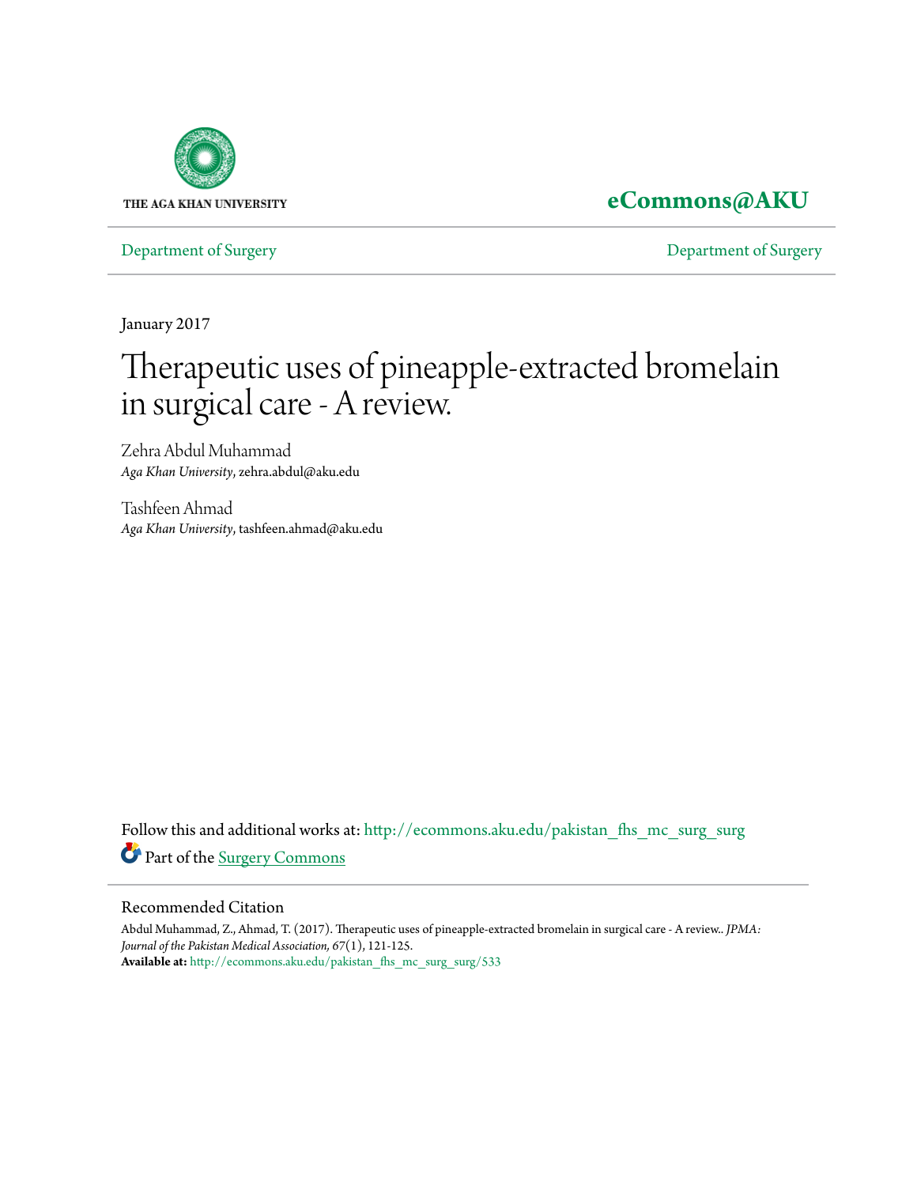THE AGA KHAN UNIVERSITY

**eCommons@AKU**

Department of Surgery | Department of Surgery

January 2017

# Therapeutic uses of pineapple-extracted bromelain in surgical care - A review.

Zehra Abdul Muhammad
*Aga Khan University*, zehra.abdul@aku.edu

Tashfeen Ahmad
*Aga Khan University*, tashfeen.ahmad@aku.edu

Follow this and additional works at: http://ecommons.aku.edu/pakistan_fhs_mc_surg_surg

Part of the Surgery Commons

## Recommended Citation

Abdul Muhammad, Z., Ahmad, T. (2017). Therapeutic uses of pineapple-extracted bromelain in surgical care - A review.. *JPMA: Journal of the Pakistan Medical Association, 67*(1), 121-125.
**Available at:** http://ecommons.aku.edu/pakistan_fhs_mc_surg_surg/533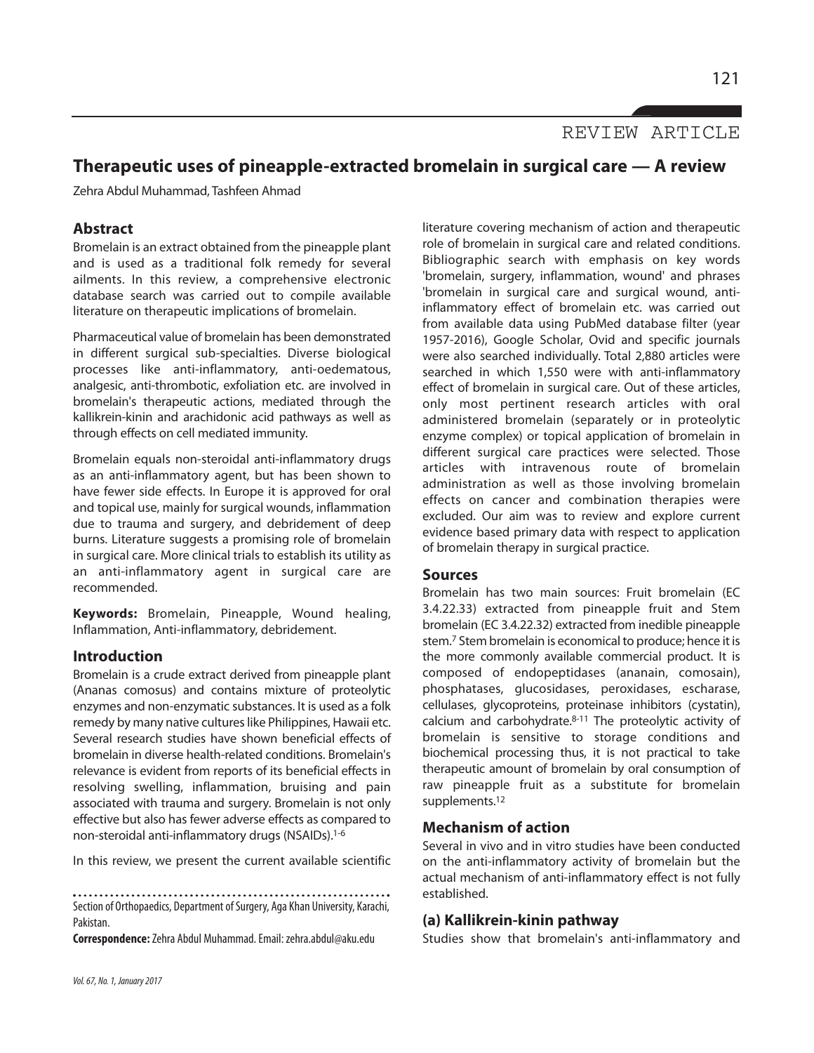REVIEW ARTICLE

# Therapeutic uses of pineapple-extracted bromelain in surgical care — A review

Zehra Abdul Muhammad, Tashfeen Ahmad

## Abstract

Bromelain is an extract obtained from the pineapple plant and is used as a traditional folk remedy for several ailments. In this review, a comprehensive electronic database search was carried out to compile available literature on therapeutic implications of bromelain.

Pharmaceutical value of bromelain has been demonstrated in different surgical sub-specialties. Diverse biological processes like anti-inflammatory, anti-oedematous, analgesic, anti-thrombotic, exfoliation etc. are involved in bromelain's therapeutic actions, mediated through the kallikrein-kinin and arachidonic acid pathways as well as through effects on cell mediated immunity.

Bromelain equals non-steroidal anti-inflammatory drugs as an anti-inflammatory agent, but has been shown to have fewer side effects. In Europe it is approved for oral and topical use, mainly for surgical wounds, inflammation due to trauma and surgery, and debridement of deep burns. Literature suggests a promising role of bromelain in surgical care. More clinical trials to establish its utility as an anti-inflammatory agent in surgical care are recommended.

**Keywords:** Bromelain, Pineapple, Wound healing, Inflammation, Anti-inflammatory, debridement.

## Introduction

Bromelain is a crude extract derived from pineapple plant (Ananas comosus) and contains mixture of proteolytic enzymes and non-enzymatic substances. It is used as a folk remedy by many native cultures like Philippines, Hawaii etc. Several research studies have shown beneficial effects of bromelain in diverse health-related conditions. Bromelain's relevance is evident from reports of its beneficial effects in resolving swelling, inflammation, bruising and pain associated with trauma and surgery. Bromelain is not only effective but also has fewer adverse effects as compared to non-steroidal anti-inflammatory drugs (NSAIDs).[1-6]

In this review, we present the current available scientific literature covering mechanism of action and therapeutic role of bromelain in surgical care and related conditions. Bibliographic search with emphasis on key words 'bromelain, surgery, inflammation, wound' and phrases 'bromelain in surgical care and surgical wound, anti-inflammatory effect of bromelain etc. was carried out from available data using PubMed database filter (year 1957-2016), Google Scholar, Ovid and specific journals were also searched individually. Total 2,880 articles were searched in which 1,550 were with anti-inflammatory effect of bromelain in surgical care. Out of these articles, only most pertinent research articles with oral administered bromelain (separately or in proteolytic enzyme complex) or topical application of bromelain in different surgical care practices were selected. Those articles with intravenous route of bromelain administration as well as those involving bromelain effects on cancer and combination therapies were excluded. Our aim was to review and explore current evidence based primary data with respect to application of bromelain therapy in surgical practice.

## Sources

Bromelain has two main sources: Fruit bromelain (EC 3.4.22.33) extracted from pineapple fruit and Stem bromelain (EC 3.4.22.32) extracted from inedible pineapple stem.[7] Stem bromelain is economical to produce; hence it is the more commonly available commercial product. It is composed of endopeptidases (ananain, comosain), phosphatases, glucosidases, peroxidases, escharase, cellulases, glycoproteins, proteinase inhibitors (cystatin), calcium and carbohydrate.[8-11] The proteolytic activity of bromelain is sensitive to storage conditions and biochemical processing thus, it is not practical to take therapeutic amount of bromelain by oral consumption of raw pineapple fruit as a substitute for bromelain supplements.[12]

## Mechanism of action

Several in vivo and in vitro studies have been conducted on the anti-inflammatory activity of bromelain but the actual mechanism of anti-inflammatory effect is not fully established.

### (a) Kallikrein-kinin pathway

Studies show that bromelain's anti-inflammatory and

Section of Orthopaedics, Department of Surgery, Aga Khan University, Karachi, Pakistan.

**Correspondence:** Zehra Abdul Muhammad. Email: zehra.abdul@aku.edu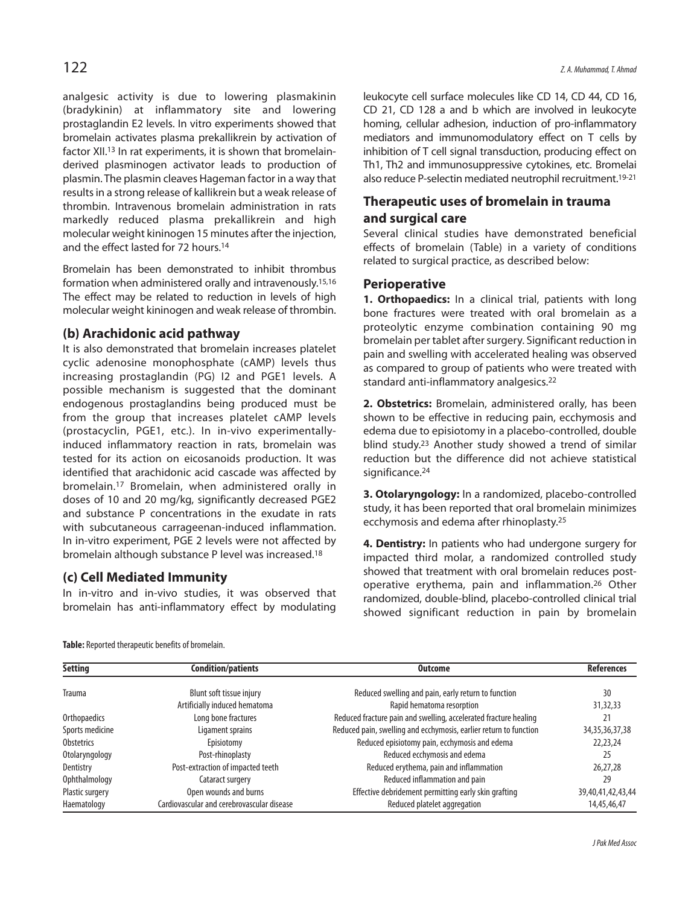analgesic activity is due to lowering plasmakinin (bradykinin) at inflammatory site and lowering prostaglandin E2 levels. In vitro experiments showed that bromelain activates plasma prekallikrein by activation of factor XII.[13] In rat experiments, it is shown that bromelain-derived plasminogen activator leads to production of plasmin. The plasmin cleaves Hageman factor in a way that results in a strong release of kallikrein but a weak release of thrombin. Intravenous bromelain administration in rats markedly reduced plasma prekallikrein and high molecular weight kininogen 15 minutes after the injection, and the effect lasted for 72 hours.[14]

Bromelain has been demonstrated to inhibit thrombus formation when administered orally and intravenously.[15,16] The effect may be related to reduction in levels of high molecular weight kininogen and weak release of thrombin.

### (b) Arachidonic acid pathway

It is also demonstrated that bromelain increases platelet cyclic adenosine monophosphate (cAMP) levels thus increasing prostaglandin (PG) I2 and PGE1 levels. A possible mechanism is suggested that the dominant endogenous prostaglandins being produced must be from the group that increases platelet cAMP levels (prostacyclin, PGE1, etc.). In in-vivo experimentally-induced inflammatory reaction in rats, bromelain was tested for its action on eicosanoids production. It was identified that arachidonic acid cascade was affected by bromelain.[17] Bromelain, when administered orally in doses of 10 and 20 mg/kg, significantly decreased PGE2 and substance P concentrations in the exudate in rats with subcutaneous carrageenan-induced inflammation. In in-vitro experiment, PGE 2 levels were not affected by bromelain although substance P level was increased.[18]

### (c) Cell Mediated Immunity

In in-vitro and in-vivo studies, it was observed that bromelain has anti-inflammatory effect by modulating leukocyte cell surface molecules like CD 14, CD 44, CD 16, CD 21, CD 128 a and b which are involved in leukocyte homing, cellular adhesion, induction of pro-inflammatory mediators and immunomodulatory effect on T cells by inhibition of T cell signal transduction, producing effect on Th1, Th2 and immunosuppressive cytokines, etc. Bromelai also reduce P-selectin mediated neutrophil recruitment.[19-21]

## Therapeutic uses of bromelain in trauma and surgical care

Several clinical studies have demonstrated beneficial effects of bromelain (Table) in a variety of conditions related to surgical practice, as described below:

### Perioperative

**1. Orthopaedics:** In a clinical trial, patients with long bone fractures were treated with oral bromelain as a proteolytic enzyme combination containing 90 mg bromelain per tablet after surgery. Significant reduction in pain and swelling with accelerated healing was observed as compared to group of patients who were treated with standard anti-inflammatory analgesics.[22]

**2. Obstetrics:** Bromelain, administered orally, has been shown to be effective in reducing pain, ecchymosis and edema due to episiotomy in a placebo-controlled, double blind study.[23] Another study showed a trend of similar reduction but the difference did not achieve statistical significance.[24]

**3. Otolaryngology:** In a randomized, placebo-controlled study, it has been reported that oral bromelain minimizes ecchymosis and edema after rhinoplasty.[25]

**4. Dentistry:** In patients who had undergone surgery for impacted third molar, a randomized controlled study showed that treatment with oral bromelain reduces post-operative erythema, pain and inflammation.[26] Other randomized, double-blind, placebo-controlled clinical trial showed significant reduction in pain by bromelain

**Table:** Reported therapeutic benefits of bromelain.

| Setting | Condition/patients | Outcome | References |
|---|---|---|---|
| Trauma | Blunt soft tissue injury | Reduced swelling and pain, early return to function | 30 |
| | Artificially induced hematoma | Rapid hematoma resorption | 31,32,33 |
| Orthopaedics | Long bone fractures | Reduced fracture pain and swelling, accelerated fracture healing | 21 |
| Sports medicine | Ligament sprains | Reduced pain, swelling and ecchymosis, earlier return to function | 34,35,36,37,38 |
| Obstetrics | Episiotomy | Reduced episiotomy pain, ecchymosis and edema | 22,23,24 |
| Otolaryngology | Post-rhinoplasty | Reduced ecchymosis and edema | 25 |
| Dentistry | Post-extraction of impacted teeth | Reduced erythema, pain and inflammation | 26,27,28 |
| Ophthalmology | Cataract surgery | Reduced inflammation and pain | 29 |
| Plastic surgery | Open wounds and burns | Effective debridement permitting early skin grafting | 39,40,41,42,43,44 |
| Haematology | Cardiovascular and cerebrovascular disease | Reduced platelet aggregation | 14,45,46,47 |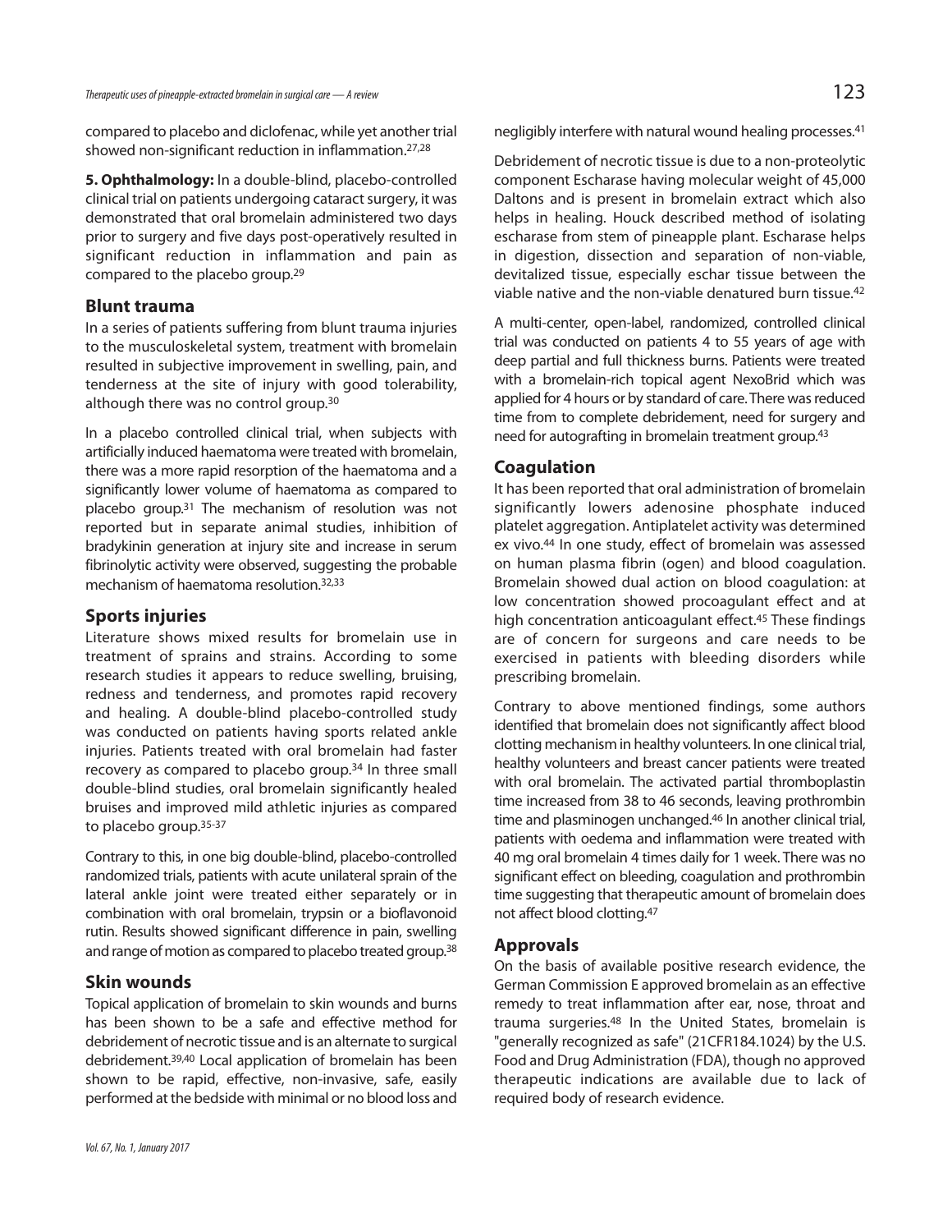compared to placebo and diclofenac, while yet another trial showed non-significant reduction in inflammation.[27,28]

**5. Ophthalmology:** In a double-blind, placebo-controlled clinical trial on patients undergoing cataract surgery, it was demonstrated that oral bromelain administered two days prior to surgery and five days post-operatively resulted in significant reduction in inflammation and pain as compared to the placebo group.[29]

## Blunt trauma

In a series of patients suffering from blunt trauma injuries to the musculoskeletal system, treatment with bromelain resulted in subjective improvement in swelling, pain, and tenderness at the site of injury with good tolerability, although there was no control group.[30]

In a placebo controlled clinical trial, when subjects with artificially induced haematoma were treated with bromelain, there was a more rapid resorption of the haematoma and a significantly lower volume of haematoma as compared to placebo group.[31] The mechanism of resolution was not reported but in separate animal studies, inhibition of bradykinin generation at injury site and increase in serum fibrinolytic activity were observed, suggesting the probable mechanism of haematoma resolution.[32,33]

## Sports injuries

Literature shows mixed results for bromelain use in treatment of sprains and strains. According to some research studies it appears to reduce swelling, bruising, redness and tenderness, and promotes rapid recovery and healing. A double-blind placebo-controlled study was conducted on patients having sports related ankle injuries. Patients treated with oral bromelain had faster recovery as compared to placebo group.[34] In three small double-blind studies, oral bromelain significantly healed bruises and improved mild athletic injuries as compared to placebo group.[35-37]

Contrary to this, in one big double-blind, placebo-controlled randomized trials, patients with acute unilateral sprain of the lateral ankle joint were treated either separately or in combination with oral bromelain, trypsin or a bioflavonoid rutin. Results showed significant difference in pain, swelling and range of motion as compared to placebo treated group.[38]

## Skin wounds

Topical application of bromelain to skin wounds and burns has been shown to be a safe and effective method for debridement of necrotic tissue and is an alternate to surgical debridement.[39,40] Local application of bromelain has been shown to be rapid, effective, non-invasive, safe, easily performed at the bedside with minimal or no blood loss and negligibly interfere with natural wound healing processes.[41]

Debridement of necrotic tissue is due to a non-proteolytic component Escharase having molecular weight of 45,000 Daltons and is present in bromelain extract which also helps in healing. Houck described method of isolating escharase from stem of pineapple plant. Escharase helps in digestion, dissection and separation of non-viable, devitalized tissue, especially eschar tissue between the viable native and the non-viable denatured burn tissue.[42]

A multi-center, open-label, randomized, controlled clinical trial was conducted on patients 4 to 55 years of age with deep partial and full thickness burns. Patients were treated with a bromelain-rich topical agent NexoBrid which was applied for 4 hours or by standard of care. There was reduced time from to complete debridement, need for surgery and need for autografting in bromelain treatment group.[43]

## Coagulation

It has been reported that oral administration of bromelain significantly lowers adenosine phosphate induced platelet aggregation. Antiplatelet activity was determined ex vivo.[44] In one study, effect of bromelain was assessed on human plasma fibrin (ogen) and blood coagulation. Bromelain showed dual action on blood coagulation: at low concentration showed procoagulant effect and at high concentration anticoagulant effect.[45] These findings are of concern for surgeons and care needs to be exercised in patients with bleeding disorders while prescribing bromelain.

Contrary to above mentioned findings, some authors identified that bromelain does not significantly affect blood clotting mechanism in healthy volunteers. In one clinical trial, healthy volunteers and breast cancer patients were treated with oral bromelain. The activated partial thromboplastin time increased from 38 to 46 seconds, leaving prothrombin time and plasminogen unchanged.[46] In another clinical trial, patients with oedema and inflammation were treated with 40 mg oral bromelain 4 times daily for 1 week. There was no significant effect on bleeding, coagulation and prothrombin time suggesting that therapeutic amount of bromelain does not affect blood clotting.[47]

## Approvals

On the basis of available positive research evidence, the German Commission E approved bromelain as an effective remedy to treat inflammation after ear, nose, throat and trauma surgeries.[48] In the United States, bromelain is "generally recognized as safe" (21CFR184.1024) by the U.S. Food and Drug Administration (FDA), though no approved therapeutic indications are available due to lack of required body of research evidence.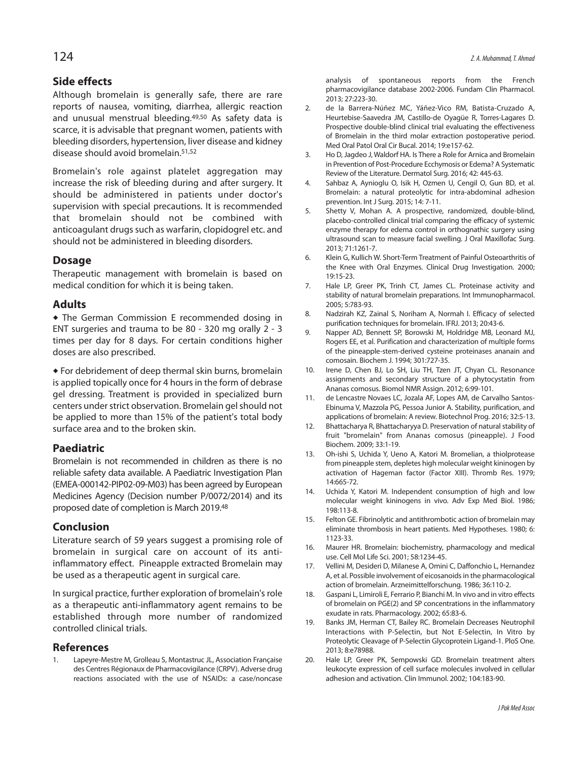## Side effects

Although bromelain is generally safe, there are rare reports of nausea, vomiting, diarrhea, allergic reaction and unusual menstrual bleeding.[49,50] As safety data is scarce, it is advisable that pregnant women, patients with bleeding disorders, hypertension, liver disease and kidney disease should avoid bromelain.[51,52]

Bromelain's role against platelet aggregation may increase the risk of bleeding during and after surgery. It should be administered in patients under doctor's supervision with special precautions. It is recommended that bromelain should not be combined with anticoagulant drugs such as warfarin, clopidogrel etc. and should not be administered in bleeding disorders.

## Dosage

Therapeutic management with bromelain is based on medical condition for which it is being taken.

## Adults

◆ The German Commission E recommended dosing in ENT surgeries and trauma to be 80 - 320 mg orally 2 - 3 times per day for 8 days. For certain conditions higher doses are also prescribed.

◆ For debridement of deep thermal skin burns, bromelain is applied topically once for 4 hours in the form of debrase gel dressing. Treatment is provided in specialized burn centers under strict observation. Bromelain gel should not be applied to more than 15% of the patient's total body surface area and to the broken skin.

## Paediatric

Bromelain is not recommended in children as there is no reliable safety data available. A Paediatric Investigation Plan (EMEA-000142-PIP02-09-M03) has been agreed by European Medicines Agency (Decision number P/0072/2014) and its proposed date of completion is March 2019.[48]

## Conclusion

Literature search of 59 years suggest a promising role of bromelain in surgical care on account of its anti-inflammatory effect. Pineapple extracted Bromelain may be used as a therapeutic agent in surgical care.

In surgical practice, further exploration of bromelain's role as a therapeutic anti-inflammatory agent remains to be established through more number of randomized controlled clinical trials.

## References

1. Lapeyre-Mestre M, Grolleau S, Montastruc JL, Association Française des Centres Régionaux de Pharmacovigilance (CRPV). Adverse drug reactions associated with the use of NSAIDs: a case/noncase analysis of spontaneous reports from the French pharmacovigilance database 2002-2006. Fundam Clin Pharmacol. 2013; 27:223-30.
2. de la Barrera-Núñez MC, Yáñez-Vico RM, Batista-Cruzado A, Heurtebise-Saavedra JM, Castillo-de Oyagüe R, Torres-Lagares D. Prospective double-blind clinical trial evaluating the effectiveness of Bromelain in the third molar extraction postoperative period. Med Oral Patol Oral Cir Bucal. 2014; 19:e157-62.
3. Ho D, Jagdeo J, Waldorf HA. Is There a Role for Arnica and Bromelain in Prevention of Post-Procedure Ecchymosis or Edema? A Systematic Review of the Literature. Dermatol Surg. 2016; 42: 445-63.
4. Sahbaz A, Aynioglu O, Isik H, Ozmen U, Cengil O, Gun BD, et al. Bromelain: a natural proteolytic for intra-abdominal adhesion prevention. Int J Surg. 2015; 14: 7-11.
5. Shetty V, Mohan A. A prospective, randomized, double-blind, placebo-controlled clinical trial comparing the efficacy of systemic enzyme therapy for edema control in orthognathic surgery using ultrasound scan to measure facial swelling. J Oral Maxillofac Surg. 2013; 71:1261-7.
6. Klein G, Kullich W. Short-Term Treatment of Painful Osteoarthritis of the Knee with Oral Enzymes. Clinical Drug Investigation. 2000; 19:15-23.
7. Hale LP, Greer PK, Trinh CT, James CL. Proteinase activity and stability of natural bromelain preparations. Int Immunopharmacol. 2005; 5:783-93.
8. Nadzirah KZ, Zainal S, Noriham A, Normah I. Efficacy of selected purification techniques for bromelain. IFRJ. 2013; 20:43-6.
9. Napper AD, Bennett SP, Borowski M, Holdridge MB, Leonard MJ, Rogers EE, et al. Purification and characterization of multiple forms of the pineapple-stem-derived cysteine proteinases ananain and comosain. Biochem J. 1994; 301:727-35.
10. Irene D, Chen BJ, Lo SH, Liu TH, Tzen JT, Chyan CL. Resonance assignments and secondary structure of a phytocystatin from Ananas comosus. Biomol NMR Assign. 2012; 6:99-101.
11. de Lencastre Novaes LC, Jozala AF, Lopes AM, de Carvalho Santos-Ebinuma V, Mazzola PG, Pessoa Junior A. Stability, purification, and applications of bromelain: A review. Biotechnol Prog. 2016; 32:5-13.
12. Bhattacharya R, Bhattacharyya D. Preservation of natural stability of fruit "bromelain" from Ananas comosus (pineapple). J Food Biochem. 2009; 33:1-19.
13. Oh-ishi S, Uchida Y, Ueno A, Katori M. Bromelian, a thiolprotease from pineapple stem, depletes high molecular weight kininogen by activation of Hageman factor (Factor XIII). Thromb Res. 1979; 14:665-72.
14. Uchida Y, Katori M. Independent consumption of high and low molecular weight kininogens in vivo. Adv Exp Med Biol. 1986; 198:113-8.
15. Felton GE. Fibrinolytic and antithrombotic action of bromelain may eliminate thrombosis in heart patients. Med Hypotheses. 1980; 6: 1123-33.
16. Maurer HR. Bromelain: biochemistry, pharmacology and medical use. Cell Mol Life Sci. 2001; 58:1234-45.
17. Vellini M, Desideri D, Milanese A, Omini C, Daffonchio L, Hernandez A, et al. Possible involvement of eicosanoids in the pharmacological action of bromelain. Arzneimittelforschung. 1986; 36:110-2.
18. Gaspani L, Limiroli E, Ferrario P, Bianchi M. In vivo and in vitro effects of bromelain on PGE(2) and SP concentrations in the inflammatory exudate in rats. Pharmacology. 2002; 65:83-6.
19. Banks JM, Herman CT, Bailey RC. Bromelain Decreases Neutrophil Interactions with P-Selectin, but Not E-Selectin, In Vitro by Proteolytic Cleavage of P-Selectin Glycoprotein Ligand-1. PloS One. 2013; 8:e78988.
20. Hale LP, Greer PK, Sempowski GD. Bromelain treatment alters leukocyte expression of cell surface molecules involved in cellular adhesion and activation. Clin Immunol. 2002; 104:183-90.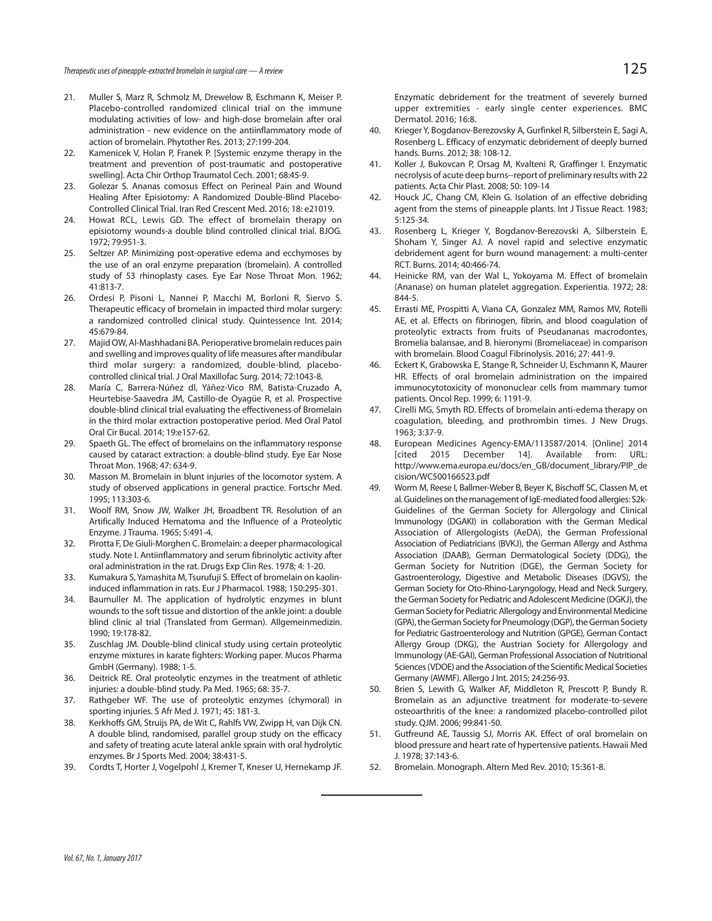21. Muller S, Marz R, Schmolz M, Drewelow B, Eschmann K, Meiser P. Placebo-controlled randomized clinical trial on the immune modulating activities of low- and high-dose bromelain after oral administration - new evidence on the antiinflammatory mode of action of bromelain. Phytother Res. 2013; 27:199-204.
22. Kamenicek V, Holan P, Franek P. [Systemic enzyme therapy in the treatment and prevention of post-traumatic and postoperative swelling]. Acta Chir Orthop Traumatol Cech. 2001; 68:45-9.
23. Golezar S. Ananas comosus Effect on Perineal Pain and Wound Healing After Episiotomy: A Randomized Double-Blind Placebo-Controlled Clinical Trial. Iran Red Crescent Med. 2016; 18: e21019.
24. Howat RCL, Lewis GD. The effect of bromelain therapy on episiotomy wounds-a double blind controlled clinical trial. BJOG. 1972; 79:951-3.
25. Seltzer AP. Minimizing post-operative edema and ecchymoses by the use of an oral enzyme preparation (bromelain). A controlled study of 53 rhinoplasty cases. Eye Ear Nose Throat Mon. 1962; 41:813-7.
26. Ordesi P, Pisoni L, Nannei P, Macchi M, Borloni R, Siervo S. Therapeutic efficacy of bromelain in impacted third molar surgery: a randomized controlled clinical study. Quintessence Int. 2014; 45:679-84.
27. Majid OW, Al-Mashhadani BA. Perioperative bromelain reduces pain and swelling and improves quality of life measures after mandibular third molar surgery: a randomized, double-blind, placebo-controlled clinical trial. J Oral Maxillofac Surg. 2014; 72:1043-8.
28. María C, Barrera-Núñez dl, Yáñez-Vico RM, Batista-Cruzado A, Heurtebise-Saavedra JM, Castillo-de Oyagüe R, et al. Prospective double-blind clinical trial evaluating the effectiveness of Bromelain in the third molar extraction postoperative period. Med Oral Patol Oral Cir Bucal. 2014; 19:e157-62.
29. Spaeth GL. The effect of bromelains on the inflammatory response caused by cataract extraction: a double-blind study. Eye Ear Nose Throat Mon. 1968; 47: 634-9.
30. Masson M. Bromelain in blunt injuries of the locomotor system. A study of observed applications in general practice. Fortschr Med. 1995; 113:303-6.
31. Woolf RM, Snow JW, Walker JH, Broadbent TR. Resolution of an Artifically Induced Hematoma and the Influence of a Proteolytic Enzyme. J Trauma. 1965; 5:491-4.
32. Pirotta F, De Giuli-Morghen C. Bromelain: a deeper pharmacological study. Note I. Antiinflammatory and serum fibrinolytic activity after oral administration in the rat. Drugs Exp Clin Res. 1978; 4: 1-20.
33. Kumakura S, Yamashita M, Tsurufuji S. Effect of bromelain on kaolin-induced inflammation in rats. Eur J Pharmacol. 1988; 150:295-301.
34. Baumuller M. The application of hydrolytic enzymes in blunt wounds to the soft tissue and distortion of the ankle joint: a double blind clinic al trial (Translated from German). Allgemeinmedizin. 1990; 19:178-82.
35. Zuschlag JM. Double-blind clinical study using certain proteolytic enzyme mixtures in karate fighters: Working paper. Mucos Pharma GmbH (Germany). 1988; 1-5.
36. Deitrick RE. Oral proteolytic enzymes in the treatment of athletic injuries: a double-blind study. Pa Med. 1965; 68: 35-7.
37. Rathgeber WF. The use of proteolytic enzymes (chymoral) in sporting injuries. S Afr Med J. 1971; 45: 181-3.
38. Kerkhoffs GM, Struijs PA, de Wit C, Rahlfs VW, Zwipp H, van Dijk CN. A double blind, randomised, parallel group study on the efficacy and safety of treating acute lateral ankle sprain with oral hydrolytic enzymes. Br J Sports Med. 2004; 38:431-5.
39. Cordts T, Horter J, Vogelpohl J, Kremer T, Kneser U, Hernekamp JF. Enzymatic debridement for the treatment of severely burned upper extremities - early single center experiences. BMC Dermatol. 2016; 16:8.
40. Krieger Y, Bogdanov-Berezovsky A, Gurfinkel R, Silberstein E, Sagi A, Rosenberg L. Efficacy of enzymatic debridement of deeply burned hands. Burns. 2012; 38: 108-12.
41. Koller J, Bukovcan P, Orsag M, Kvalteni R, Graffinger I. Enzymatic necrolysis of acute deep burns--report of preliminary results with 22 patients. Acta Chir Plast. 2008; 50: 109-14
42. Houck JC, Chang CM, Klein G. Isolation of an effective debriding agent from the stems of pineapple plants. Int J Tissue React. 1983; 5:125-34.
43. Rosenberg L, Krieger Y, Bogdanov-Berezovski A, Silberstein E, Shoham Y, Singer AJ. A novel rapid and selective enzymatic debridement agent for burn wound management: a multi-center RCT. Burns. 2014; 40:466-74.
44. Heinicke RM, van der Wal L, Yokoyama M. Effect of bromelain (Ananase) on human platelet aggregation. Experientia. 1972; 28: 844-5.
45. Errasti ME, Prospitti A, Viana CA, Gonzalez MM, Ramos MV, Rotelli AE, et al. Effects on fibrinogen, fibrin, and blood coagulation of proteolytic extracts from fruits of Pseudananas macrodontes, Bromelia balansae, and B. hieronymi (Bromeliaceae) in comparison with bromelain. Blood Coagul Fibrinolysis. 2016; 27: 441-9.
46. Eckert K, Grabowska E, Stange R, Schneider U, Eschmann K, Maurer HR. Effects of oral bromelain administration on the impaired immunocytotoxicity of mononuclear cells from mammary tumor patients. Oncol Rep. 1999; 6: 1191-9.
47. Cirelli MG, Smyth RD. Effects of bromelain anti-edema therapy on coagulation, bleeding, and prothrombin times. J New Drugs. 1963; 3:37-9.
48. European Medicines Agency-EMA/113587/2014. [Online] 2014 [cited 2015 December 14]. Available from: URL: http://www.ema.europa.eu/docs/en_GB/document_library/PIP_decision/WC500166523.pdf
49. Worm M, Reese I, Ballmer-Weber B, Beyer K, Bischoff SC, Classen M, et al. Guidelines on the management of IgE-mediated food allergies: S2k-Guidelines of the German Society for Allergology and Clinical Immunology (DGAKI) in collaboration with the German Medical Association of Allergologists (AeDA), the German Professional Association of Pediatricians (BVKJ), the German Allergy and Asthma Association (DAAB), German Dermatological Society (DDG), the German Society for Nutrition (DGE), the German Society for Gastroenterology, Digestive and Metabolic Diseases (DGVS), the German Society for Oto-Rhino-Laryngology, Head and Neck Surgery, the German Society for Pediatric and Adolescent Medicine (DGKJ), the German Society for Pediatric Allergology and Environmental Medicine (GPA), the German Society for Pneumology (DGP), the German Society for Pediatric Gastroenterology and Nutrition (GPGE), German Contact Allergy Group (DKG), the Austrian Society for Allergology and Immunology (AE-GAI), German Professional Association of Nutritional Sciences (VDOE) and the Association of the Scientific Medical Societies Germany (AWMF). Allergo J Int. 2015; 24:256-93.
50. Brien S, Lewith G, Walker AF, Middleton R, Prescott P, Bundy R. Bromelain as an adjunctive treatment for moderate-to-severe osteoarthritis of the knee: a randomized placebo-controlled pilot study. QJM. 2006; 99:841-50.
51. Gutfreund AE, Taussig SJ, Morris AK. Effect of oral bromelain on blood pressure and heart rate of hypertensive patients. Hawaii Med J. 1978; 37:143-6.
52. Bromelain. Monograph. Altern Med Rev. 2010; 15:361-8.